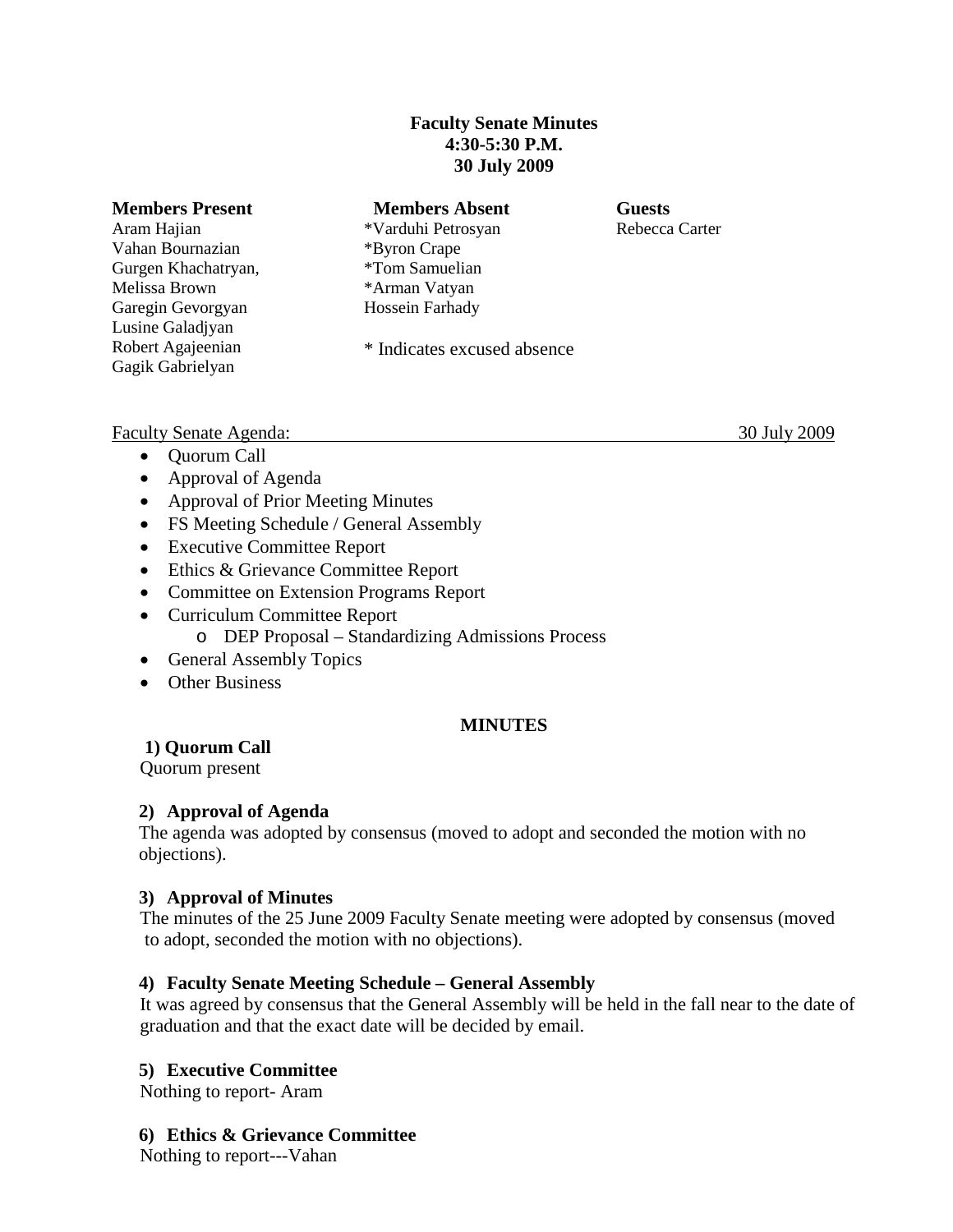**Faculty Senate Minutes**
**4:30-5:30 P.M.**
**30 July 2009**

| **Members Present** | **Members Absent** | **Guests** |
|---|---|---|
| Aram Hajian | *Varduhi Petrosyan | Rebecca Carter |
| Vahan Bournazian | *Byron Crape | |
| Gurgen Khachatryan, | *Tom Samuelian | |
| Melissa Brown | *Arman Vatyan | |
| Garegin Gevorgyan | Hossein Farhady | |
| Lusine Galadjyan | | |
| Robert Agajeenian | * Indicates excused absence | |
| Gagik Gabrielyan | | |

Faculty Senate Agenda: 30 July 2009

- Quorum Call
- Approval of Agenda
- Approval of Prior Meeting Minutes
- FS Meeting Schedule / General Assembly
- Executive Committee Report
- Ethics & Grievance Committee Report
- Committee on Extension Programs Report
- Curriculum Committee Report
  - DEP Proposal – Standardizing Admissions Process
- General Assembly Topics
- Other Business

## MINUTES

**1) Quorum Call**
Quorum present

**2) Approval of Agenda**
The agenda was adopted by consensus (moved to adopt and seconded the motion with no objections).

**3) Approval of Minutes**
The minutes of the 25 June 2009 Faculty Senate meeting were adopted by consensus (moved to adopt, seconded the motion with no objections).

**4) Faculty Senate Meeting Schedule – General Assembly**
It was agreed by consensus that the General Assembly will be held in the fall near to the date of graduation and that the exact date will be decided by email.

**5) Executive Committee**
Nothing to report- Aram

**6) Ethics & Grievance Committee**
Nothing to report---Vahan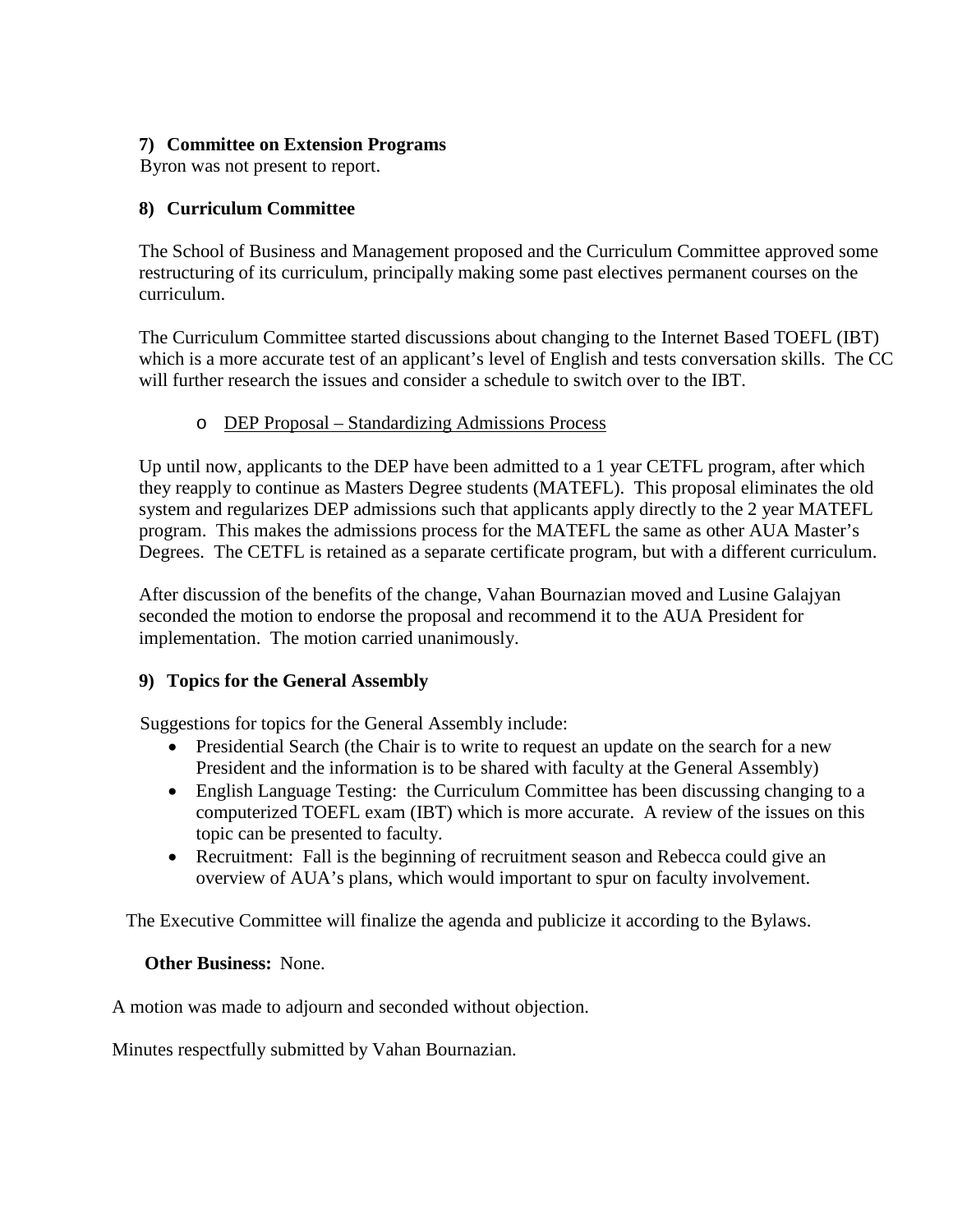**7) Committee on Extension Programs**

Byron was not present to report.

**8) Curriculum Committee**

The School of Business and Management proposed and the Curriculum Committee approved some restructuring of its curriculum, principally making some past electives permanent courses on the curriculum.

The Curriculum Committee started discussions about changing to the Internet Based TOEFL (IBT) which is a more accurate test of an applicant's level of English and tests conversation skills. The CC will further research the issues and consider a schedule to switch over to the IBT.

- DEP Proposal – Standardizing Admissions Process

Up until now, applicants to the DEP have been admitted to a 1 year CETFL program, after which they reapply to continue as Masters Degree students (MATEFL). This proposal eliminates the old system and regularizes DEP admissions such that applicants apply directly to the 2 year MATEFL program. This makes the admissions process for the MATEFL the same as other AUA Master's Degrees. The CETFL is retained as a separate certificate program, but with a different curriculum.

After discussion of the benefits of the change, Vahan Bournazian moved and Lusine Galajyan seconded the motion to endorse the proposal and recommend it to the AUA President for implementation. The motion carried unanimously.

**9) Topics for the General Assembly**

Suggestions for topics for the General Assembly include:

- Presidential Search (the Chair is to write to request an update on the search for a new President and the information is to be shared with faculty at the General Assembly)
- English Language Testing: the Curriculum Committee has been discussing changing to a computerized TOEFL exam (IBT) which is more accurate. A review of the issues on this topic can be presented to faculty.
- Recruitment: Fall is the beginning of recruitment season and Rebecca could give an overview of AUA's plans, which would important to spur on faculty involvement.

The Executive Committee will finalize the agenda and publicize it according to the Bylaws.

**Other Business:** None.

A motion was made to adjourn and seconded without objection.

Minutes respectfully submitted by Vahan Bournazian.